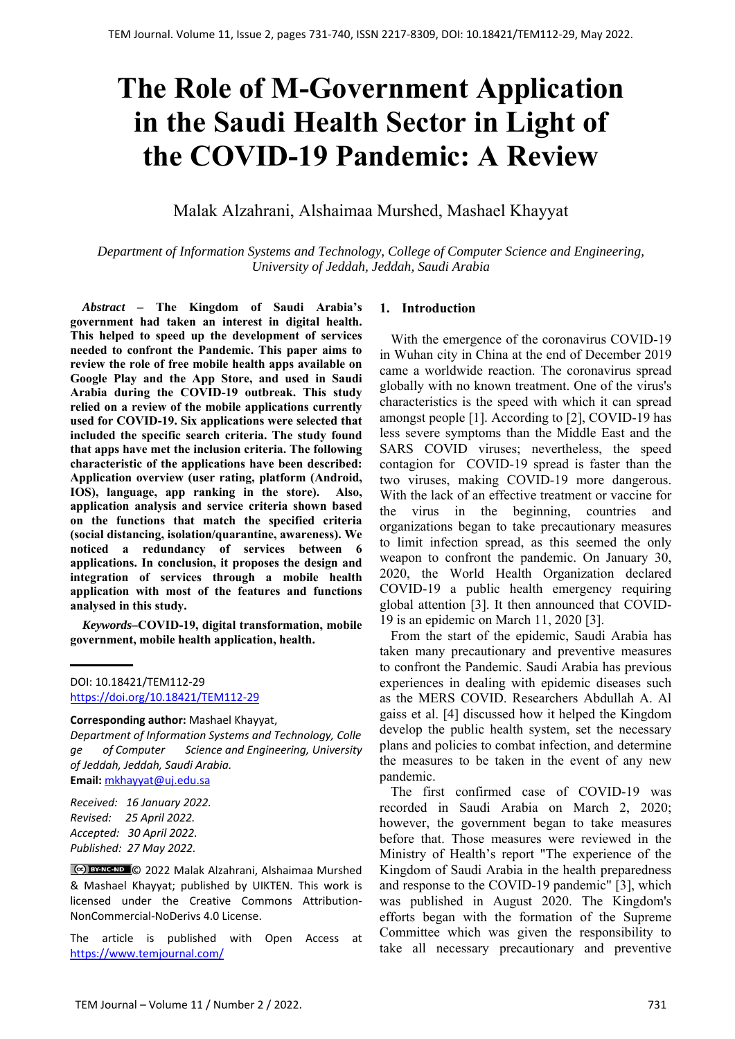# The Role of M-Government Application in the Saudi Health Sector in Light of the COVID-19 Pandemic: A Review

Malak Alzahrani, Alshaimaa Murshed, Mashael Khayyat

*Department of Information Systems and Technology, College of Computer Science and Engineering, University of Jeddah, Jeddah, Saudi Arabia*

***Abstract* – The Kingdom of Saudi Arabia's government had taken an interest in digital health. This helped to speed up the development of services needed to confront the Pandemic. This paper aims to review the role of free mobile health apps available on Google Play and the App Store, and used in Saudi Arabia during the COVID-19 outbreak. This study relied on a review of the mobile applications currently used for COVID-19. Six applications were selected that included the specific search criteria. The study found that apps have met the inclusion criteria. The following characteristic of the applications have been described: Application overview (user rating, platform (Android, IOS), language, app ranking in the store). Also, application analysis and service criteria shown based on the functions that match the specified criteria (social distancing, isolation/quarantine, awareness). We noticed a redundancy of services between 6 applications. In conclusion, it proposes the design and integration of services through a mobile health application with most of the features and functions analysed in this study.**

***Keywords*–COVID-19, digital transformation, mobile government, mobile health application, health.**

DOI: 10.18421/TEM112-29
https://doi.org/10.18421/TEM112-29

**Corresponding author:** Mashael Khayyat,
*Department of Information Systems and Technology, College of Computer Science and Engineering, University of Jeddah, Jeddah, Saudi Arabia.*
**Email:** mkhayyat@uj.edu.sa

*Received: 16 January 2022.*
*Revised: 25 April 2022.*
*Accepted: 30 April 2022.*
*Published: 27 May 2022.*

© 2022 Malak Alzahrani, Alshaimaa Murshed & Mashael Khayyat; published by UIKTEN. This work is licensed under the Creative Commons Attribution-NonCommercial-NoDerivs 4.0 License.

The article is published with Open Access at https://www.temjournal.com/

## 1. Introduction

With the emergence of the coronavirus COVID-19 in Wuhan city in China at the end of December 2019 came a worldwide reaction. The coronavirus spread globally with no known treatment. One of the virus's characteristics is the speed with which it can spread amongst people [1]. According to [2], COVID-19 has less severe symptoms than the Middle East and the SARS COVID viruses; nevertheless, the speed contagion for COVID-19 spread is faster than the two viruses, making COVID-19 more dangerous. With the lack of an effective treatment or vaccine for the virus in the beginning, countries and organizations began to take precautionary measures to limit infection spread, as this seemed the only weapon to confront the pandemic. On January 30, 2020, the World Health Organization declared COVID-19 a public health emergency requiring global attention [3]. It then announced that COVID-19 is an epidemic on March 11, 2020 [3].

From the start of the epidemic, Saudi Arabia has taken many precautionary and preventive measures to confront the Pandemic. Saudi Arabia has previous experiences in dealing with epidemic diseases such as the MERS COVID. Researchers Abdullah A. Al gaiss et al. [4] discussed how it helped the Kingdom develop the public health system, set the necessary plans and policies to combat infection, and determine the measures to be taken in the event of any new pandemic.

The first confirmed case of COVID-19 was recorded in Saudi Arabia on March 2, 2020; however, the government began to take measures before that. Those measures were reviewed in the Ministry of Health's report "The experience of the Kingdom of Saudi Arabia in the health preparedness and response to the COVID-19 pandemic" [3], which was published in August 2020. The Kingdom's efforts began with the formation of the Supreme Committee which was given the responsibility to take all necessary precautionary and preventive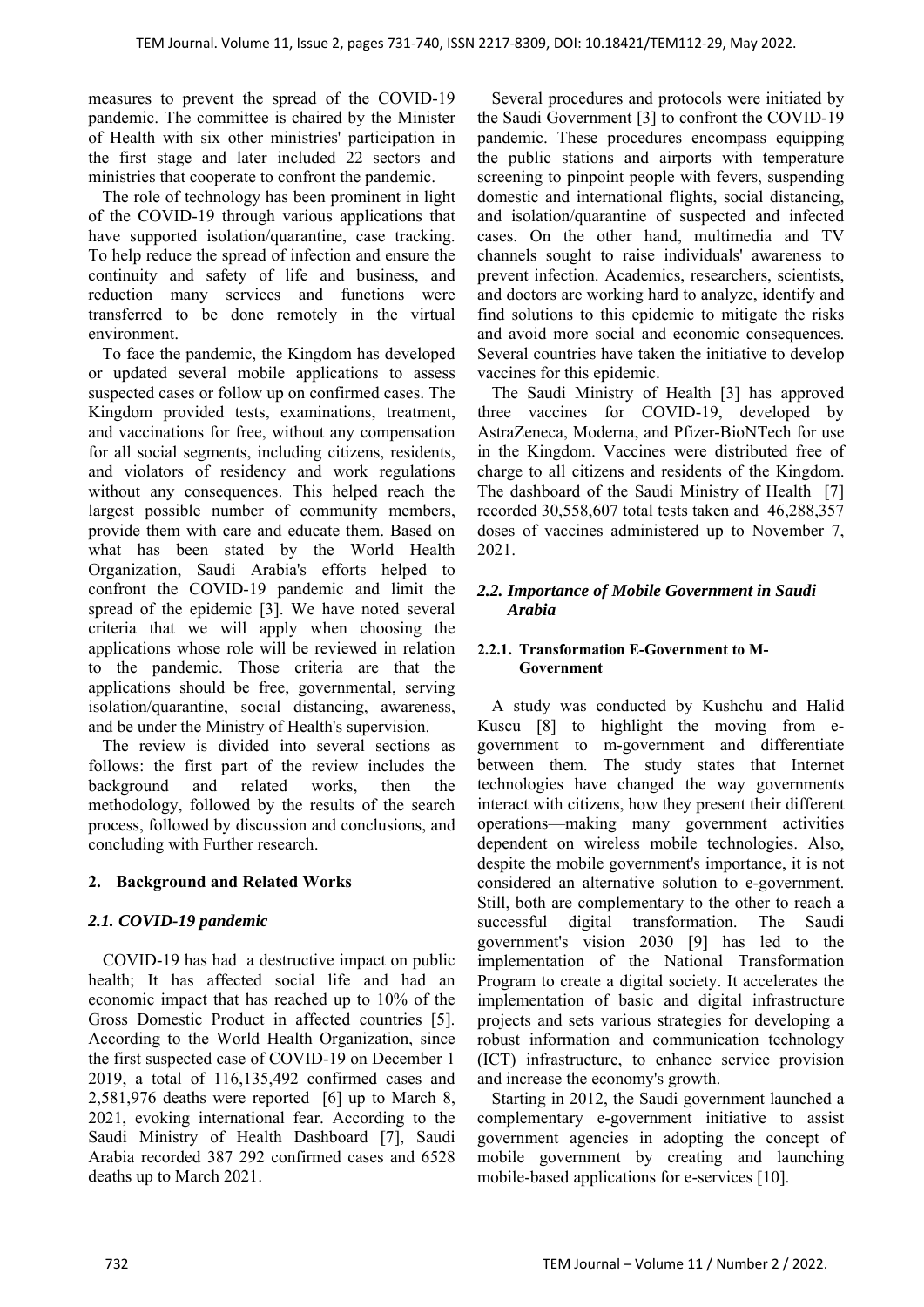measures to prevent the spread of the COVID-19 pandemic. The committee is chaired by the Minister of Health with six other ministries' participation in the first stage and later included 22 sectors and ministries that cooperate to confront the pandemic.

The role of technology has been prominent in light of the COVID-19 through various applications that have supported isolation/quarantine, case tracking. To help reduce the spread of infection and ensure the continuity and safety of life and business, and reduction many services and functions were transferred to be done remotely in the virtual environment.

To face the pandemic, the Kingdom has developed or updated several mobile applications to assess suspected cases or follow up on confirmed cases. The Kingdom provided tests, examinations, treatment, and vaccinations for free, without any compensation for all social segments, including citizens, residents, and violators of residency and work regulations without any consequences. This helped reach the largest possible number of community members, provide them with care and educate them. Based on what has been stated by the World Health Organization, Saudi Arabia's efforts helped to confront the COVID-19 pandemic and limit the spread of the epidemic [3]. We have noted several criteria that we will apply when choosing the applications whose role will be reviewed in relation to the pandemic. Those criteria are that the applications should be free, governmental, serving isolation/quarantine, social distancing, awareness, and be under the Ministry of Health's supervision.

The review is divided into several sections as follows: the first part of the review includes the background and related works, then the methodology, followed by the results of the search process, followed by discussion and conclusions, and concluding with Further research.

## 2. Background and Related Works

### *2.1. COVID-19 pandemic*

COVID-19 has had a destructive impact on public health; It has affected social life and had an economic impact that has reached up to 10% of the Gross Domestic Product in affected countries [5]. According to the World Health Organization, since the first suspected case of COVID-19 on December 1 2019, a total of 116,135,492 confirmed cases and 2,581,976 deaths were reported [6] up to March 8, 2021, evoking international fear. According to the Saudi Ministry of Health Dashboard [7], Saudi Arabia recorded 387 292 confirmed cases and 6528 deaths up to March 2021.

Several procedures and protocols were initiated by the Saudi Government [3] to confront the COVID-19 pandemic. These procedures encompass equipping the public stations and airports with temperature screening to pinpoint people with fevers, suspending domestic and international flights, social distancing, and isolation/quarantine of suspected and infected cases. On the other hand, multimedia and TV channels sought to raise individuals' awareness to prevent infection. Academics, researchers, scientists, and doctors are working hard to analyze, identify and find solutions to this epidemic to mitigate the risks and avoid more social and economic consequences. Several countries have taken the initiative to develop vaccines for this epidemic.

The Saudi Ministry of Health [3] has approved three vaccines for COVID-19, developed by AstraZeneca, Moderna, and Pfizer-BioNTech for use in the Kingdom. Vaccines were distributed free of charge to all citizens and residents of the Kingdom. The dashboard of the Saudi Ministry of Health [7] recorded 30,558,607 total tests taken and 46,288,357 doses of vaccines administered up to November 7, 2021.

### *2.2. Importance of Mobile Government in Saudi Arabia*

#### 2.2.1. Transformation E-Government to M-Government

A study was conducted by Kushchu and Halid Kuscu [8] to highlight the moving from e-government to m-government and differentiate between them. The study states that Internet technologies have changed the way governments interact with citizens, how they present their different operations—making many government activities dependent on wireless mobile technologies. Also, despite the mobile government's importance, it is not considered an alternative solution to e-government. Still, both are complementary to the other to reach a successful digital transformation. The Saudi government's vision 2030 [9] has led to the implementation of the National Transformation Program to create a digital society. It accelerates the implementation of basic and digital infrastructure projects and sets various strategies for developing a robust information and communication technology (ICT) infrastructure, to enhance service provision and increase the economy's growth.

Starting in 2012, the Saudi government launched a complementary e-government initiative to assist government agencies in adopting the concept of mobile government by creating and launching mobile-based applications for e-services [10].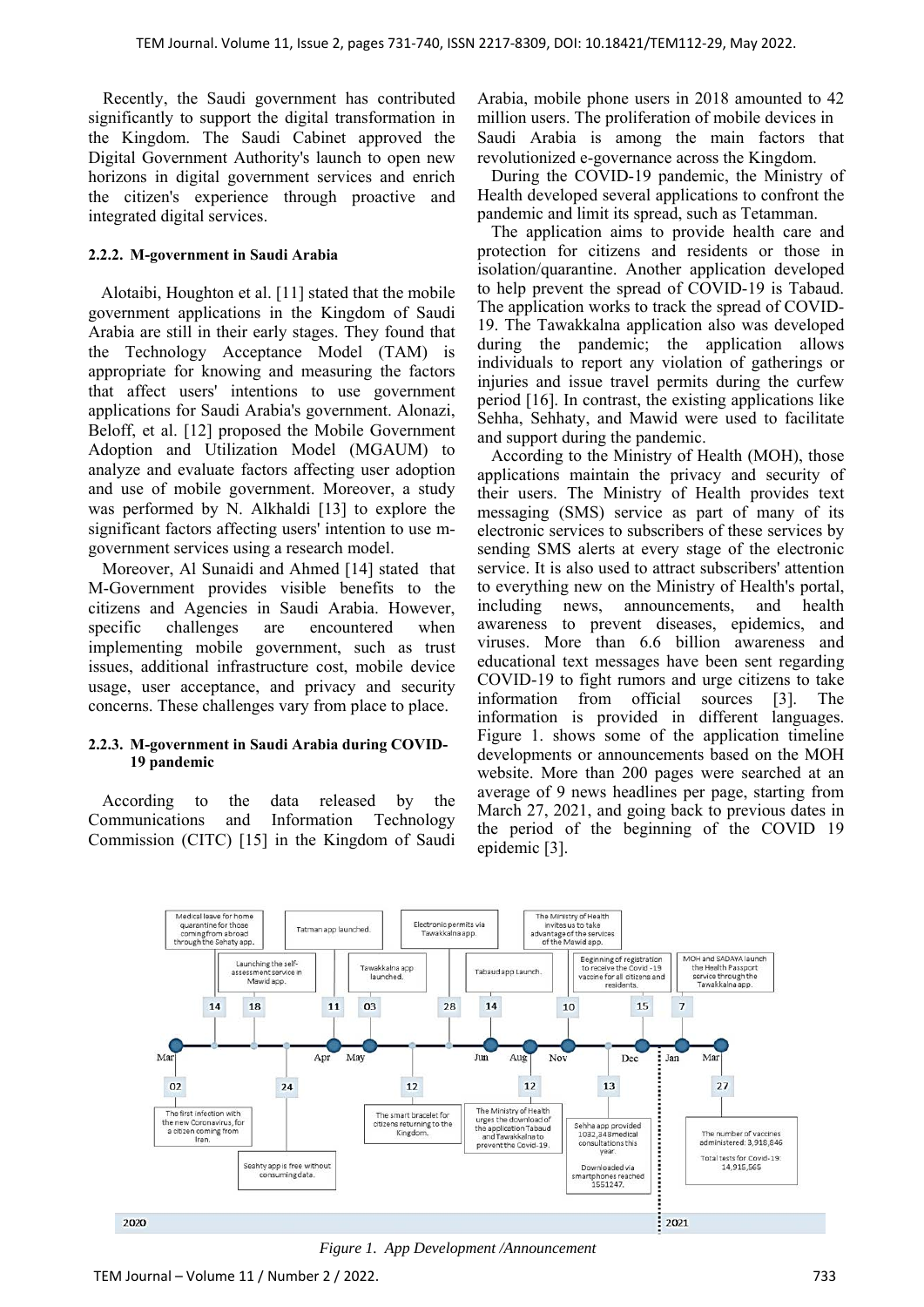Recently, the Saudi government has contributed significantly to support the digital transformation in the Kingdom. The Saudi Cabinet approved the Digital Government Authority's launch to open new horizons in digital government services and enrich the citizen's experience through proactive and integrated digital services.

#### 2.2.2. M-government in Saudi Arabia

Alotaibi, Houghton et al. [11] stated that the mobile government applications in the Kingdom of Saudi Arabia are still in their early stages. They found that the Technology Acceptance Model (TAM) is appropriate for knowing and measuring the factors that affect users' intentions to use government applications for Saudi Arabia's government. Alonazi, Beloff, et al. [12] proposed the Mobile Government Adoption and Utilization Model (MGAUM) to analyze and evaluate factors affecting user adoption and use of mobile government. Moreover, a study was performed by N. Alkhaldi [13] to explore the significant factors affecting users' intention to use m-government services using a research model.

Moreover, Al Sunaidi and Ahmed [14] stated that M-Government provides visible benefits to the citizens and Agencies in Saudi Arabia. However, specific challenges are encountered when implementing mobile government, such as trust issues, additional infrastructure cost, mobile device usage, user acceptance, and privacy and security concerns. These challenges vary from place to place.

#### 2.2.3. M-government in Saudi Arabia during COVID-19 pandemic

According to the data released by the Communications and Information Technology Commission (CITC) [15] in the Kingdom of Saudi Arabia, mobile phone users in 2018 amounted to 42 million users. The proliferation of mobile devices in Saudi Arabia is among the main factors that revolutionized e-governance across the Kingdom.

During the COVID-19 pandemic, the Ministry of Health developed several applications to confront the pandemic and limit its spread, such as Tetamman.

The application aims to provide health care and protection for citizens and residents or those in isolation/quarantine. Another application developed to help prevent the spread of COVID-19 is Tabaud. The application works to track the spread of COVID-19. The Tawakkalna application also was developed during the pandemic; the application allows individuals to report any violation of gatherings or injuries and issue travel permits during the curfew period [16]. In contrast, the existing applications like Sehha, Sehhaty, and Mawid were used to facilitate and support during the pandemic.

According to the Ministry of Health (MOH), those applications maintain the privacy and security of their users. The Ministry of Health provides text messaging (SMS) service as part of many of its electronic services to subscribers of these services by sending SMS alerts at every stage of the electronic service. It is also used to attract subscribers' attention to everything new on the Ministry of Health's portal, including news, announcements, and health awareness to prevent diseases, epidemics, and viruses. More than 6.6 billion awareness and educational text messages have been sent regarding COVID-19 to fight rumors and urge citizens to take information from official sources [3]. The information is provided in different languages. Figure 1. shows some of the application timeline developments or announcements based on the MOH website. More than 200 pages were searched at an average of 9 news headlines per page, starting from March 27, 2021, and going back to previous dates in the period of the beginning of the COVID 19 epidemic [3].

*Figure 1. App Development /Announcement*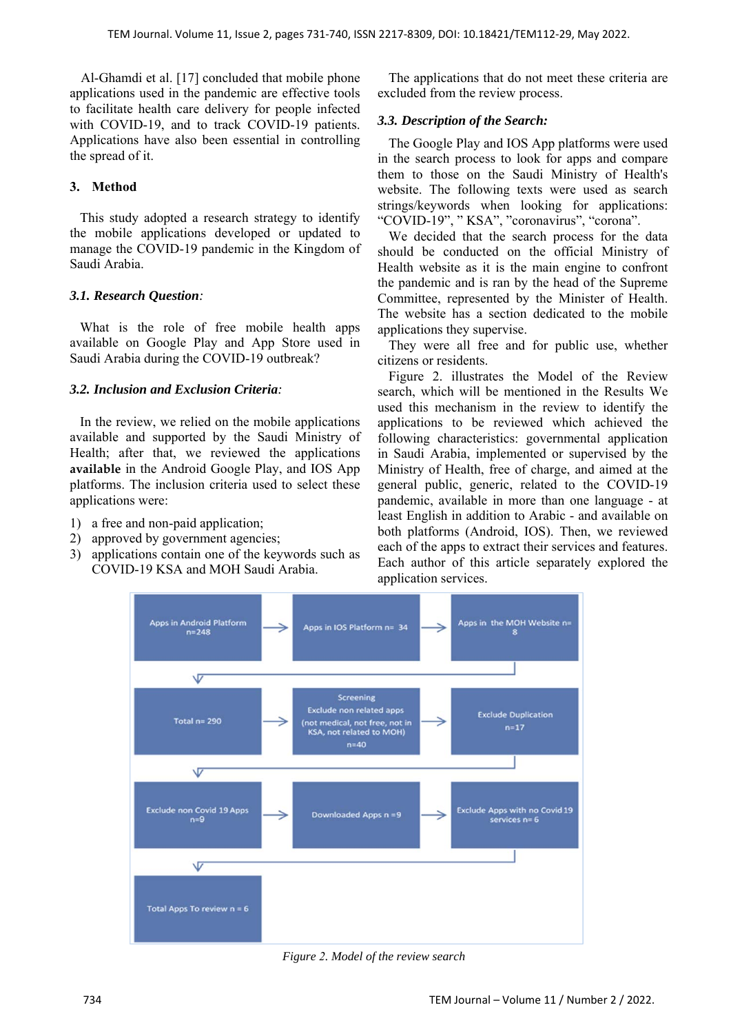Al-Ghamdi et al. [17] concluded that mobile phone applications used in the pandemic are effective tools to facilitate health care delivery for people infected with COVID-19, and to track COVID-19 patients. Applications have also been essential in controlling the spread of it.

## 3. Method

This study adopted a research strategy to identify the mobile applications developed or updated to manage the COVID-19 pandemic in the Kingdom of Saudi Arabia.

### *3.1. Research Question:*

What is the role of free mobile health apps available on Google Play and App Store used in Saudi Arabia during the COVID-19 outbreak?

### *3.2. Inclusion and Exclusion Criteria:*

In the review, we relied on the mobile applications available and supported by the Saudi Ministry of Health; after that, we reviewed the applications **available** in the Android Google Play, and IOS App platforms. The inclusion criteria used to select these applications were:

1) a free and non-paid application;
2) approved by government agencies;
3) applications contain one of the keywords such as COVID-19 KSA and MOH Saudi Arabia.

The applications that do not meet these criteria are excluded from the review process.

### *3.3. Description of the Search:*

The Google Play and IOS App platforms were used in the search process to look for apps and compare them to those on the Saudi Ministry of Health's website. The following texts were used as search strings/keywords when looking for applications: "COVID-19", " KSA", "coronavirus", "corona".

We decided that the search process for the data should be conducted on the official Ministry of Health website as it is the main engine to confront the pandemic and is ran by the head of the Supreme Committee, represented by the Minister of Health. The website has a section dedicated to the mobile applications they supervise.

They were all free and for public use, whether citizens or residents.

Figure 2. illustrates the Model of the Review search, which will be mentioned in the Results We used this mechanism in the review to identify the applications to be reviewed which achieved the following characteristics: governmental application in Saudi Arabia, implemented or supervised by the Ministry of Health, free of charge, and aimed at the general public, generic, related to the COVID-19 pandemic, available in more than one language - at least English in addition to Arabic - and available on both platforms (Android, IOS). Then, we reviewed each of the apps to extract their services and features. Each author of this article separately explored the application services.

Apps in Android Platform n=248 → Apps in IOS Platform n= 34 → Apps in the MOH Website n= 8

Total n= 290 → Screening Exclude non related apps (not medical, not free, not in KSA, not related to MOH) n=40 → Exclude Duplication n=17

Exclude non Covid 19 Apps n=9 → Downloaded Apps n =9 → Exclude Apps with no Covid 19 services n= 6

Total Apps To review n = 6

*Figure 2. Model of the review search*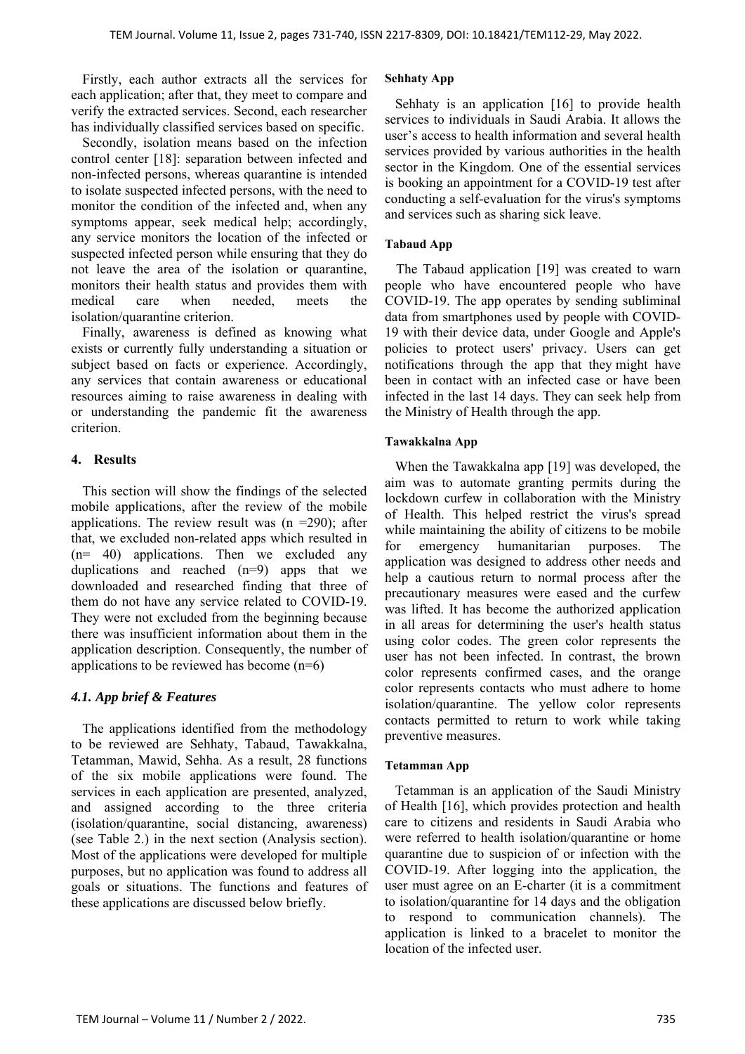Firstly, each author extracts all the services for each application; after that, they meet to compare and verify the extracted services. Second, each researcher has individually classified services based on specific.

Secondly, isolation means based on the infection control center [18]: separation between infected and non-infected persons, whereas quarantine is intended to isolate suspected infected persons, with the need to monitor the condition of the infected and, when any symptoms appear, seek medical help; accordingly, any service monitors the location of the infected or suspected infected person while ensuring that they do not leave the area of the isolation or quarantine, monitors their health status and provides them with medical care when needed, meets the isolation/quarantine criterion.

Finally, awareness is defined as knowing what exists or currently fully understanding a situation or subject based on facts or experience. Accordingly, any services that contain awareness or educational resources aiming to raise awareness in dealing with or understanding the pandemic fit the awareness criterion.

## 4. Results

This section will show the findings of the selected mobile applications, after the review of the mobile applications. The review result was (n =290); after that, we excluded non-related apps which resulted in (n= 40) applications. Then we excluded any duplications and reached (n=9) apps that we downloaded and researched finding that three of them do not have any service related to COVID-19. They were not excluded from the beginning because there was insufficient information about them in the application description. Consequently, the number of applications to be reviewed has become (n=6)

### *4.1. App brief & Features*

The applications identified from the methodology to be reviewed are Sehhaty, Tabaud, Tawakkalna, Tetamman, Mawid, Sehha. As a result, 28 functions of the six mobile applications were found. The services in each application are presented, analyzed, and assigned according to the three criteria (isolation/quarantine, social distancing, awareness) (see Table 2.) in the next section (Analysis section). Most of the applications were developed for multiple purposes, but no application was found to address all goals or situations. The functions and features of these applications are discussed below briefly.

**Sehhaty App**

Sehhaty is an application [16] to provide health services to individuals in Saudi Arabia. It allows the user's access to health information and several health services provided by various authorities in the health sector in the Kingdom. One of the essential services is booking an appointment for a COVID-19 test after conducting a self-evaluation for the virus's symptoms and services such as sharing sick leave.

**Tabaud App**

The Tabaud application [19] was created to warn people who have encountered people who have COVID-19. The app operates by sending subliminal data from smartphones used by people with COVID-19 with their device data, under Google and Apple's policies to protect users' privacy. Users can get notifications through the app that they might have been in contact with an infected case or have been infected in the last 14 days. They can seek help from the Ministry of Health through the app.

**Tawakkalna App**

When the Tawakkalna app [19] was developed, the aim was to automate granting permits during the lockdown curfew in collaboration with the Ministry of Health. This helped restrict the virus's spread while maintaining the ability of citizens to be mobile for emergency humanitarian purposes. The application was designed to address other needs and help a cautious return to normal process after the precautionary measures were eased and the curfew was lifted. It has become the authorized application in all areas for determining the user's health status using color codes. The green color represents the user has not been infected. In contrast, the brown color represents confirmed cases, and the orange color represents contacts who must adhere to home isolation/quarantine. The yellow color represents contacts permitted to return to work while taking preventive measures.

**Tetamman App**

Tetamman is an application of the Saudi Ministry of Health [16], which provides protection and health care to citizens and residents in Saudi Arabia who were referred to health isolation/quarantine or home quarantine due to suspicion of or infection with the COVID-19. After logging into the application, the user must agree on an E-charter (it is a commitment to isolation/quarantine for 14 days and the obligation to respond to communication channels). The application is linked to a bracelet to monitor the location of the infected user.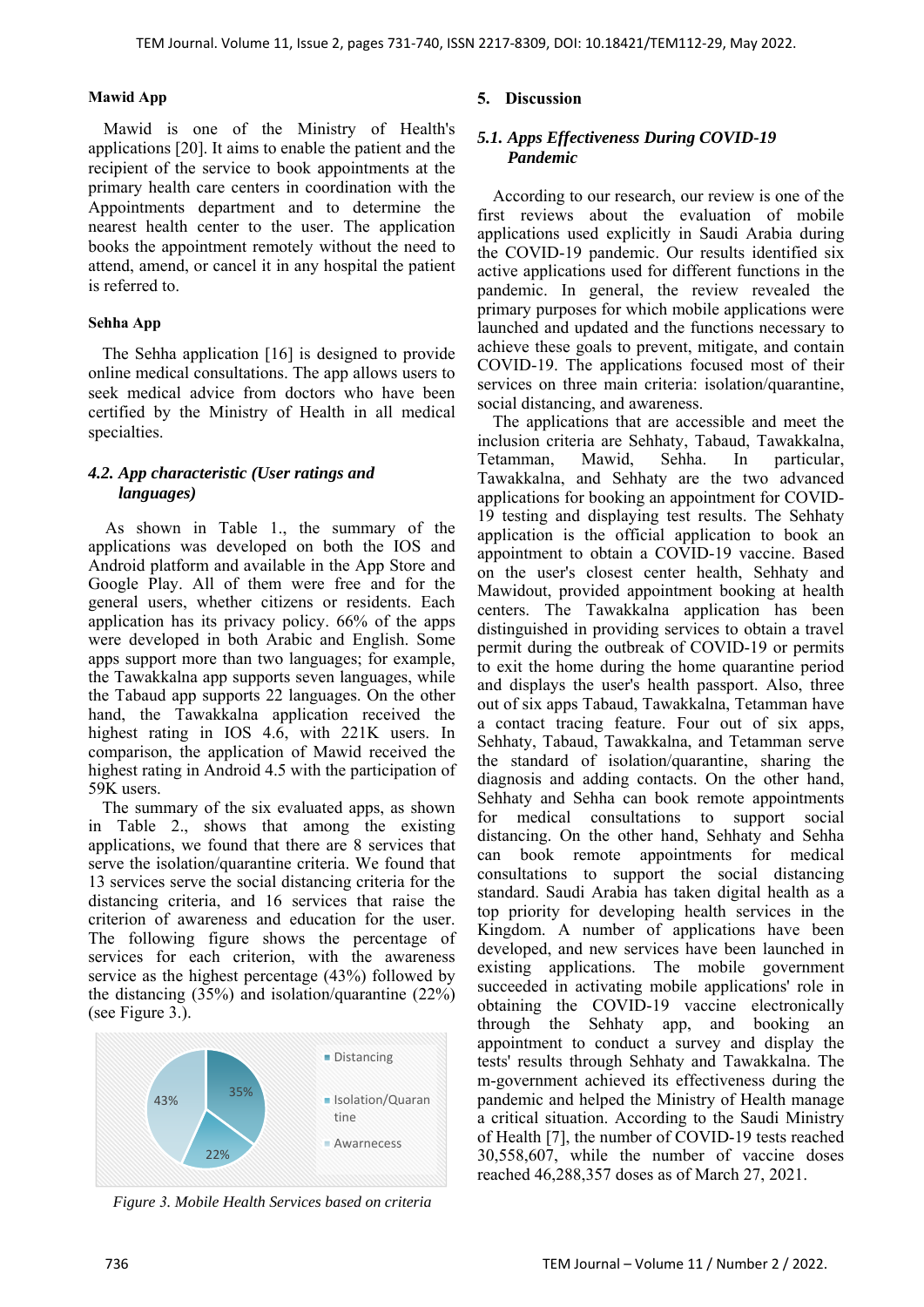### Mawid App

Mawid is one of the Ministry of Health's applications [20]. It aims to enable the patient and the recipient of the service to book appointments at the primary health care centers in coordination with the Appointments department and to determine the nearest health center to the user. The application books the appointment remotely without the need to attend, amend, or cancel it in any hospital the patient is referred to.

### Sehha App

The Sehha application [16] is designed to provide online medical consultations. The app allows users to seek medical advice from doctors who have been certified by the Ministry of Health in all medical specialties.

### *4.2. App characteristic (User ratings and languages)*

As shown in Table 1., the summary of the applications was developed on both the IOS and Android platform and available in the App Store and Google Play. All of them were free and for the general users, whether citizens or residents. Each application has its privacy policy. 66% of the apps were developed in both Arabic and English. Some apps support more than two languages; for example, the Tawakkalna app supports seven languages, while the Tabaud app supports 22 languages. On the other hand, the Tawakkalna application received the highest rating in IOS 4.6, with 221K users. In comparison, the application of Mawid received the highest rating in Android 4.5 with the participation of 59K users.

The summary of the six evaluated apps, as shown in Table 2., shows that among the existing applications, we found that there are 8 services that serve the isolation/quarantine criteria. We found that 13 services serve the social distancing criteria for the distancing criteria, and 16 services that raise the criterion of awareness and education for the user. The following figure shows the percentage of services for each criterion, with the awareness service as the highest percentage (43%) followed by the distancing (35%) and isolation/quarantine (22%) (see Figure 3.).

| Criterion | Percentage |
|---|---|
| Distancing | 35% |
| Isolation/Quarantine | 22% |
| Awarnecess | 43% |

*Figure 3. Mobile Health Services based on criteria*

## 5. Discussion

### *5.1. Apps Effectiveness During COVID-19 Pandemic*

According to our research, our review is one of the first reviews about the evaluation of mobile applications used explicitly in Saudi Arabia during the COVID-19 pandemic. Our results identified six active applications used for different functions in the pandemic. In general, the review revealed the primary purposes for which mobile applications were launched and updated and the functions necessary to achieve these goals to prevent, mitigate, and contain COVID-19. The applications focused most of their services on three main criteria: isolation/quarantine, social distancing, and awareness.

The applications that are accessible and meet the inclusion criteria are Sehhaty, Tabaud, Tawakkalna, Tetamman, Mawid, Sehha. In particular, Tawakkalna, and Sehhaty are the two advanced applications for booking an appointment for COVID-19 testing and displaying test results. The Sehhaty application is the official application to book an appointment to obtain a COVID-19 vaccine. Based on the user's closest center health, Sehhaty and Mawidout, provided appointment booking at health centers. The Tawakkalna application has been distinguished in providing services to obtain a travel permit during the outbreak of COVID-19 or permits to exit the home during the home quarantine period and displays the user's health passport. Also, three out of six apps Tabaud, Tawakkalna, Tetamman have a contact tracing feature. Four out of six apps, Sehhaty, Tabaud, Tawakkalna, and Tetamman serve the standard of isolation/quarantine, sharing the diagnosis and adding contacts. On the other hand, Sehhaty and Sehha can book remote appointments for medical consultations to support social distancing. On the other hand, Sehhaty and Sehha can book remote appointments for medical consultations to support the social distancing standard. Saudi Arabia has taken digital health as a top priority for developing health services in the Kingdom. A number of applications have been developed, and new services have been launched in existing applications. The mobile government succeeded in activating mobile applications' role in obtaining the COVID-19 vaccine electronically through the Sehhaty app, and booking an appointment to conduct a survey and display the tests' results through Sehhaty and Tawakkalna. The m-government achieved its effectiveness during the pandemic and helped the Ministry of Health manage a critical situation. According to the Saudi Ministry of Health [7], the number of COVID-19 tests reached 30,558,607, while the number of vaccine doses reached 46,288,357 doses as of March 27, 2021.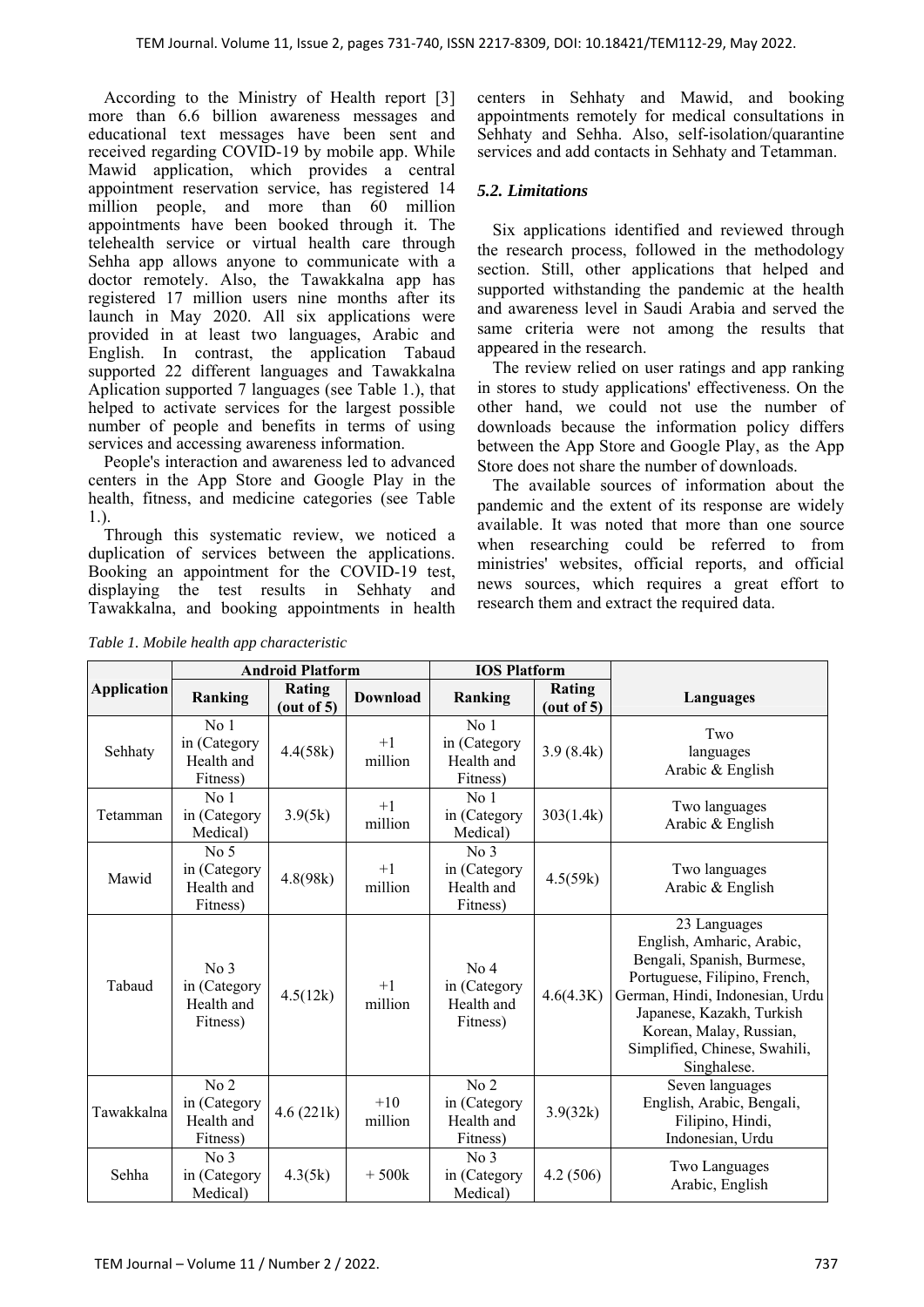According to the Ministry of Health report [3] more than 6.6 billion awareness messages and educational text messages have been sent and received regarding COVID-19 by mobile app. While Mawid application, which provides a central appointment reservation service, has registered 14 million people, and more than 60 million appointments have been booked through it. The telehealth service or virtual health care through Sehha app allows anyone to communicate with a doctor remotely. Also, the Tawakkalna app has registered 17 million users nine months after its launch in May 2020. All six applications were provided in at least two languages, Arabic and English. In contrast, the application Tabaud supported 22 different languages and Tawakkalna Aplication supported 7 languages (see Table 1.), that helped to activate services for the largest possible number of people and benefits in terms of using services and accessing awareness information.

People's interaction and awareness led to advanced centers in the App Store and Google Play in the health, fitness, and medicine categories (see Table 1.).

Through this systematic review, we noticed a duplication of services between the applications. Booking an appointment for the COVID-19 test, displaying the test results in Sehhaty and Tawakkalna, and booking appointments in health centers in Sehhaty and Mawid, and booking appointments remotely for medical consultations in Sehhaty and Sehha. Also, self-isolation/quarantine services and add contacts in Sehhaty and Tetamman.

### *5.2. Limitations*

Six applications identified and reviewed through the research process, followed in the methodology section. Still, other applications that helped and supported withstanding the pandemic at the health and awareness level in Saudi Arabia and served the same criteria were not among the results that appeared in the research.

The review relied on user ratings and app ranking in stores to study applications' effectiveness. On the other hand, we could not use the number of downloads because the information policy differs between the App Store and Google Play, as the App Store does not share the number of downloads.

The available sources of information about the pandemic and the extent of its response are widely available. It was noted that more than one source when researching could be referred to from ministries' websites, official reports, and official news sources, which requires a great effort to research them and extract the required data.

*Table 1. Mobile health app characteristic*

| Application | Android Platform | | | IOS Platform | | Languages |
|---|---|---|---|---|---|---|
| | Ranking | Rating (out of 5) | Download | Ranking | Rating (out of 5) | |
| Sehhaty | No 1 in (Category Health and Fitness) | 4.4(58k) | +1 million | No 1 in (Category Health and Fitness) | 3.9 (8.4k) | Two languages Arabic & English |
| Tetamman | No 1 in (Category Medical) | 3.9(5k) | +1 million | No 1 in (Category Medical) | 303(1.4k) | Two languages Arabic & English |
| Mawid | No 5 in (Category Health and Fitness) | 4.8(98k) | +1 million | No 3 in (Category Health and Fitness) | 4.5(59k) | Two languages Arabic & English |
| Tabaud | No 3 in (Category Health and Fitness) | 4.5(12k) | +1 million | No 4 in (Category Health and Fitness) | 4.6(4.3K) | 23 Languages English, Amharic, Arabic, Bengali, Spanish, Burmese, Portuguese, Filipino, French, German, Hindi, Indonesian, Urdu Japanese, Kazakh, Turkish Korean, Malay, Russian, Simplified, Chinese, Swahili, Singhalese. |
| Tawakkalna | No 2 in (Category Health and Fitness) | 4.6 (221k) | +10 million | No 2 in (Category Health and Fitness) | 3.9(32k) | Seven languages English, Arabic, Bengali, Filipino, Hindi, Indonesian, Urdu |
| Sehha | No 3 in (Category Medical) | 4.3(5k) | + 500k | No 3 in (Category Medical) | 4.2 (506) | Two Languages Arabic, English |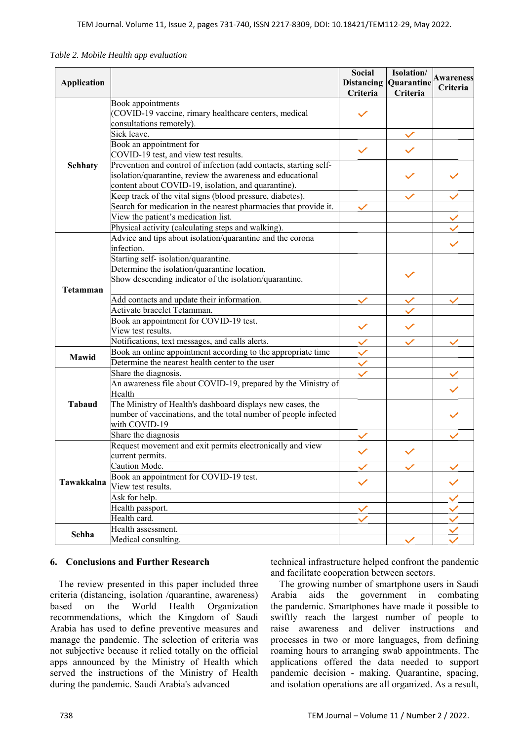*Table 2. Mobile Health app evaluation*

| Application | | Social Distancing Criteria | Isolation/ Quarantine Criteria | Awareness Criteria |
|---|---|---|---|---|
| Sehhaty | Book appointments (COVID-19 vaccine, rimary healthcare centers, medical consultations remotely). | ✓ | | |
| | Sick leave. | | ✓ | |
| | Book an appointment for COVID-19 test, and view test results. | ✓ | ✓ | |
| | Prevention and control of infection (add contacts, starting self-isolation/quarantine, review the awareness and educational content about COVID-19, isolation, and quarantine). | | ✓ | ✓ |
| | Keep track of the vital signs (blood pressure, diabetes). | | ✓ | ✓ |
| | Search for medication in the nearest pharmacies that provide it. | ✓ | | |
| | View the patient's medication list. | | | ✓ |
| | Physical activity (calculating steps and walking). | | | ✓ |
| Tetamman | Advice and tips about isolation/quarantine and the corona infection. | | | ✓ |
| | Starting self- isolation/quarantine. Determine the isolation/quarantine location. Show descending indicator of the isolation/quarantine. | | ✓ | |
| | Add contacts and update their information. | ✓ | ✓ | ✓ |
| | Activate bracelet Tetamman. | | ✓ | |
| | Book an appointment for COVID-19 test. View test results. | ✓ | ✓ | |
| | Notifications, text messages, and calls alerts. | ✓ | ✓ | ✓ |
| Mawid | Book an online appointment according to the appropriate time | ✓ | | |
| | Determine the nearest health center to the user | ✓ | | |
| Tabaud | Share the diagnosis. | ✓ | | ✓ |
| | An awareness file about COVID-19, prepared by the Ministry of Health | | | ✓ |
| | The Ministry of Health's dashboard displays new cases, the number of vaccinations, and the total number of people infected with COVID-19 | | | ✓ |
| | Share the diagnosis | ✓ | | ✓ |
| Tawakkalna | Request movement and exit permits electronically and view current permits. | ✓ | ✓ | |
| | Caution Mode. | ✓ | ✓ | ✓ |
| | Book an appointment for COVID-19 test. View test results. | ✓ | | ✓ |
| | Ask for help. | | | ✓ |
| | Health passport. | ✓ | | ✓ |
| | Health card. | ✓ | | ✓ |
| Sehha | Health assessment. | | | ✓ |
| | Medical consulting. | | ✓ | ✓ |

## 6. Conclusions and Further Research

The review presented in this paper included three criteria (distancing, isolation /quarantine, awareness) based on the World Health Organization recommendations, which the Kingdom of Saudi Arabia has used to define preventive measures and manage the pandemic. The selection of criteria was not subjective because it relied totally on the official apps announced by the Ministry of Health which served the instructions of the Ministry of Health during the pandemic. Saudi Arabia's advanced technical infrastructure helped confront the pandemic and facilitate cooperation between sectors.

The growing number of smartphone users in Saudi Arabia aids the government in combating the pandemic. Smartphones have made it possible to swiftly reach the largest number of people to raise awareness and deliver instructions and processes in two or more languages, from defining roaming hours to arranging swab appointments. The applications offered the data needed to support pandemic decision - making. Quarantine, spacing, and isolation operations are all organized. As a result,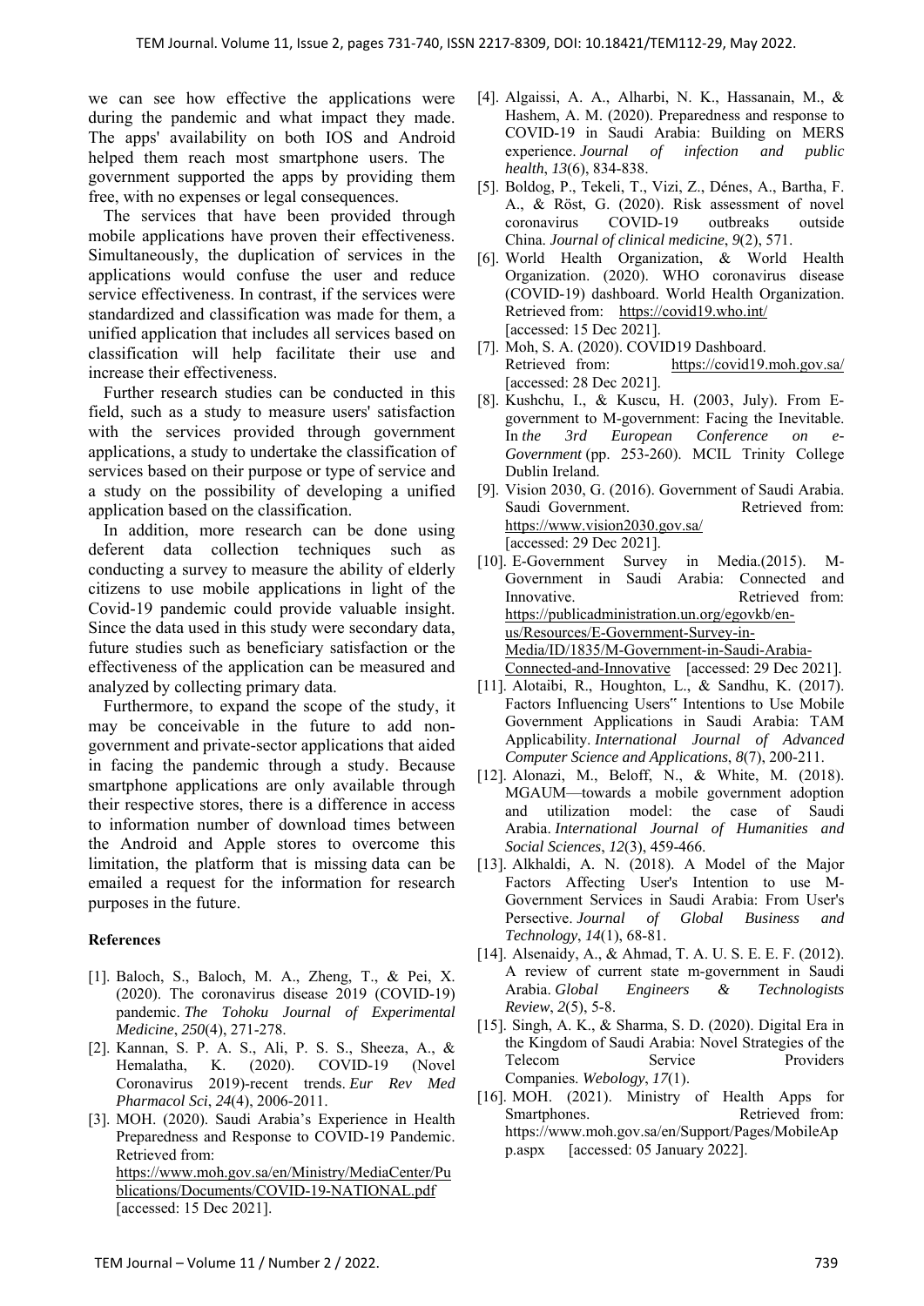we can see how effective the applications were during the pandemic and what impact they made. The apps' availability on both IOS and Android helped them reach most smartphone users. The government supported the apps by providing them free, with no expenses or legal consequences.

The services that have been provided through mobile applications have proven their effectiveness. Simultaneously, the duplication of services in the applications would confuse the user and reduce service effectiveness. In contrast, if the services were standardized and classification was made for them, a unified application that includes all services based on classification will help facilitate their use and increase their effectiveness.

Further research studies can be conducted in this field, such as a study to measure users' satisfaction with the services provided through government applications, a study to undertake the classification of services based on their purpose or type of service and a study on the possibility of developing a unified application based on the classification.

In addition, more research can be done using deferent data collection techniques such as conducting a survey to measure the ability of elderly citizens to use mobile applications in light of the Covid-19 pandemic could provide valuable insight. Since the data used in this study were secondary data, future studies such as beneficiary satisfaction or the effectiveness of the application can be measured and analyzed by collecting primary data.

Furthermore, to expand the scope of the study, it may be conceivable in the future to add non-government and private-sector applications that aided in facing the pandemic through a study. Because smartphone applications are only available through their respective stores, there is a difference in access to information number of download times between the Android and Apple stores to overcome this limitation, the platform that is missing data can be emailed a request for the information for research purposes in the future.

**References**

[1]. Baloch, S., Baloch, M. A., Zheng, T., & Pei, X. (2020). The coronavirus disease 2019 (COVID-19) pandemic. *The Tohoku Journal of Experimental Medicine*, *250*(4), 271-278.

[2]. Kannan, S. P. A. S., Ali, P. S. S., Sheeza, A., & Hemalatha, K. (2020). COVID-19 (Novel Coronavirus 2019)-recent trends. *Eur Rev Med Pharmacol Sci*, *24*(4), 2006-2011.

[3]. MOH. (2020). Saudi Arabia's Experience in Health Preparedness and Response to COVID-19 Pandemic. Retrieved from: https://www.moh.gov.sa/en/Ministry/MediaCenter/Publications/Documents/COVID-19-NATIONAL.pdf [accessed: 15 Dec 2021].

[4]. Algaissi, A. A., Alharbi, N. K., Hassanain, M., & Hashem, A. M. (2020). Preparedness and response to COVID-19 in Saudi Arabia: Building on MERS experience. *Journal of infection and public health*, *13*(6), 834-838.

[5]. Boldog, P., Tekeli, T., Vizi, Z., Dénes, A., Bartha, F. A., & Röst, G. (2020). Risk assessment of novel coronavirus COVID-19 outbreaks outside China. *Journal of clinical medicine*, *9*(2), 571.

[6]. World Health Organization, & World Health Organization. (2020). WHO coronavirus disease (COVID-19) dashboard. World Health Organization. Retrieved from: https://covid19.who.int/ [accessed: 15 Dec 2021].

[7]. Moh, S. A. (2020). COVID19 Dashboard. Retrieved from: https://covid19.moh.gov.sa/ [accessed: 28 Dec 2021].

[8]. Kushchu, I., & Kuscu, H. (2003, July). From E-government to M-government: Facing the Inevitable. In *the 3rd European Conference on e-Government* (pp. 253-260). MCIL Trinity College Dublin Ireland.

[9]. Vision 2030, G. (2016). Government of Saudi Arabia. Saudi Government. Retrieved from: https://www.vision2030.gov.sa/ [accessed: 29 Dec 2021].

[10]. E-Government Survey in Media.(2015). M-Government in Saudi Arabia: Connected and Innovative. Retrieved from: https://publicadministration.un.org/egovkb/en-us/Resources/E-Government-Survey-in-Media/ID/1835/M-Government-in-Saudi-Arabia-Connected-and-Innovative [accessed: 29 Dec 2021].

[11]. Alotaibi, R., Houghton, L., & Sandhu, K. (2017). Factors Influencing Users" Intentions to Use Mobile Government Applications in Saudi Arabia: TAM Applicability. *International Journal of Advanced Computer Science and Applications*, *8*(7), 200-211.

[12]. Alonazi, M., Beloff, N., & White, M. (2018). MGAUM—towards a mobile government adoption and utilization model: the case of Saudi Arabia. *International Journal of Humanities and Social Sciences*, *12*(3), 459-466.

[13]. Alkhaldi, A. N. (2018). A Model of the Major Factors Affecting User's Intention to use M-Government Services in Saudi Arabia: From User's Persective. *Journal of Global Business and Technology*, *14*(1), 68-81.

[14]. Alsenaidy, A., & Ahmad, T. A. U. S. E. E. F. (2012). A review of current state m-government in Saudi Arabia. *Global Engineers & Technologists Review*, *2*(5), 5-8.

[15]. Singh, A. K., & Sharma, S. D. (2020). Digital Era in the Kingdom of Saudi Arabia: Novel Strategies of the Telecom Service Providers Companies. *Webology*, *17*(1).

[16]. MOH. (2021). Ministry of Health Apps for Smartphones. Retrieved from: https://www.moh.gov.sa/en/Support/Pages/MobileApp.aspx [accessed: 05 January 2022].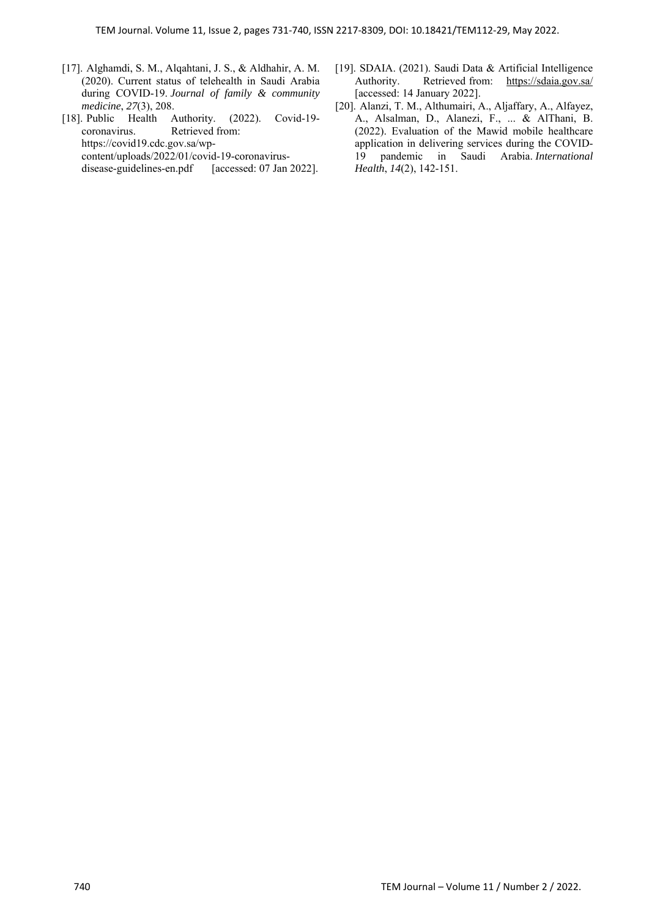[17]. Alghamdi, S. M., Alqahtani, J. S., & Aldhahir, A. M. (2020). Current status of telehealth in Saudi Arabia during COVID-19. *Journal of family & community medicine*, *27*(3), 208.

[18]. Public Health Authority. (2022). Covid-19-coronavirus. Retrieved from: https://covid19.cdc.gov.sa/wp-content/uploads/2022/01/covid-19-coronavirus-disease-guidelines-en.pdf [accessed: 07 Jan 2022].

[19]. SDAIA. (2021). Saudi Data & Artificial Intelligence Authority. Retrieved from: https://sdaia.gov.sa/ [accessed: 14 January 2022].

[20]. Alanzi, T. M., Althumairi, A., Aljaffary, A., Alfayez, A., Alsalman, D., Alanezi, F., ... & AlThani, B. (2022). Evaluation of the Mawid mobile healthcare application in delivering services during the COVID-19 pandemic in Saudi Arabia. *International Health*, *14*(2), 142-151.